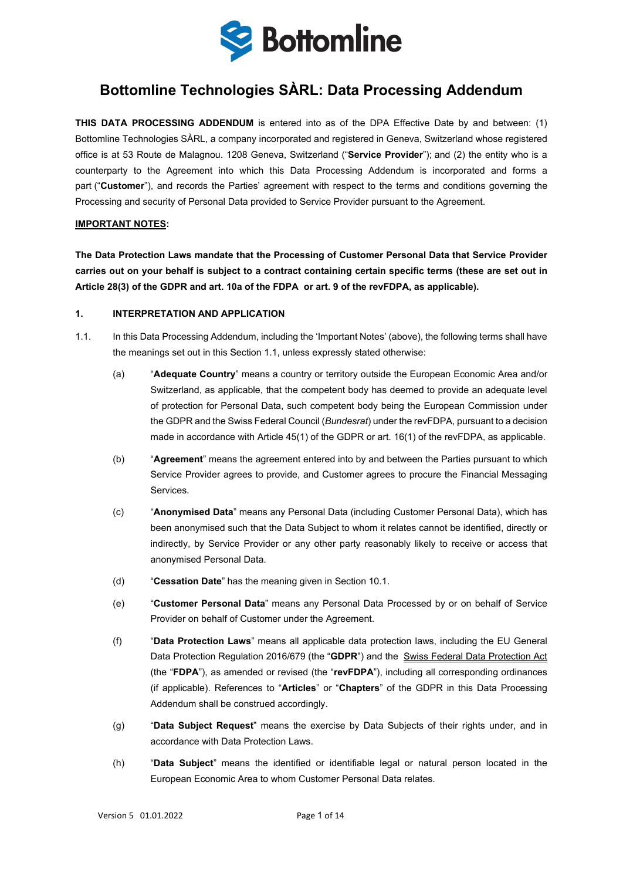# Bottomline Technologies SÀRL: Data Processing Addendum

**THIS DATA PROCESSING ADDENDUM** is entered into as of the DPA Effective Date by and between: (1) Bottomline Technologies SÀRL, a company incorporated and registered in Geneva, Switzerland whose registered office is at 53 Route de Malagnou. 1208 Geneva, Switzerland ("**Service Provider**"); and (2) the entity who is a counterparty to the Agreement into which this Data Processing Addendum is incorporated and forms a part ("**Customer**"), and records the Parties' agreement with respect to the terms and conditions governing the Processing and security of Personal Data provided to Service Provider pursuant to the Agreement.

**IMPORTANT NOTES:**

**The Data Protection Laws mandate that the Processing of Customer Personal Data that Service Provider carries out on your behalf is subject to a contract containing certain specific terms (these are set out in Article 28(3) of the GDPR and art. 10a of the FDPA or art. 9 of the revFDPA, as applicable).**

## 1. INTERPRETATION AND APPLICATION

1.1. In this Data Processing Addendum, including the 'Important Notes' (above), the following terms shall have the meanings set out in this Section 1.1, unless expressly stated otherwise:

(a) "**Adequate Country**" means a country or territory outside the European Economic Area and/or Switzerland, as applicable, that the competent body has deemed to provide an adequate level of protection for Personal Data, such competent body being the European Commission under the GDPR and the Swiss Federal Council (*Bundesrat*) under the revFDPA, pursuant to a decision made in accordance with Article 45(1) of the GDPR or art. 16(1) of the revFDPA, as applicable.

(b) "**Agreement**" means the agreement entered into by and between the Parties pursuant to which Service Provider agrees to provide, and Customer agrees to procure the Financial Messaging Services.

(c) "**Anonymised Data**" means any Personal Data (including Customer Personal Data), which has been anonymised such that the Data Subject to whom it relates cannot be identified, directly or indirectly, by Service Provider or any other party reasonably likely to receive or access that anonymised Personal Data.

(d) "**Cessation Date**" has the meaning given in Section 10.1.

(e) "**Customer Personal Data**" means any Personal Data Processed by or on behalf of Service Provider on behalf of Customer under the Agreement.

(f) "**Data Protection Laws**" means all applicable data protection laws, including the EU General Data Protection Regulation 2016/679 (the "**GDPR**") and the Swiss Federal Data Protection Act (the "**FDPA**"), as amended or revised (the "**revFDPA**"), including all corresponding ordinances (if applicable). References to "**Articles**" or "**Chapters**" of the GDPR in this Data Processing Addendum shall be construed accordingly.

(g) "**Data Subject Request**" means the exercise by Data Subjects of their rights under, and in accordance with Data Protection Laws.

(h) "**Data Subject**" means the identified or identifiable legal or natural person located in the European Economic Area to whom Customer Personal Data relates.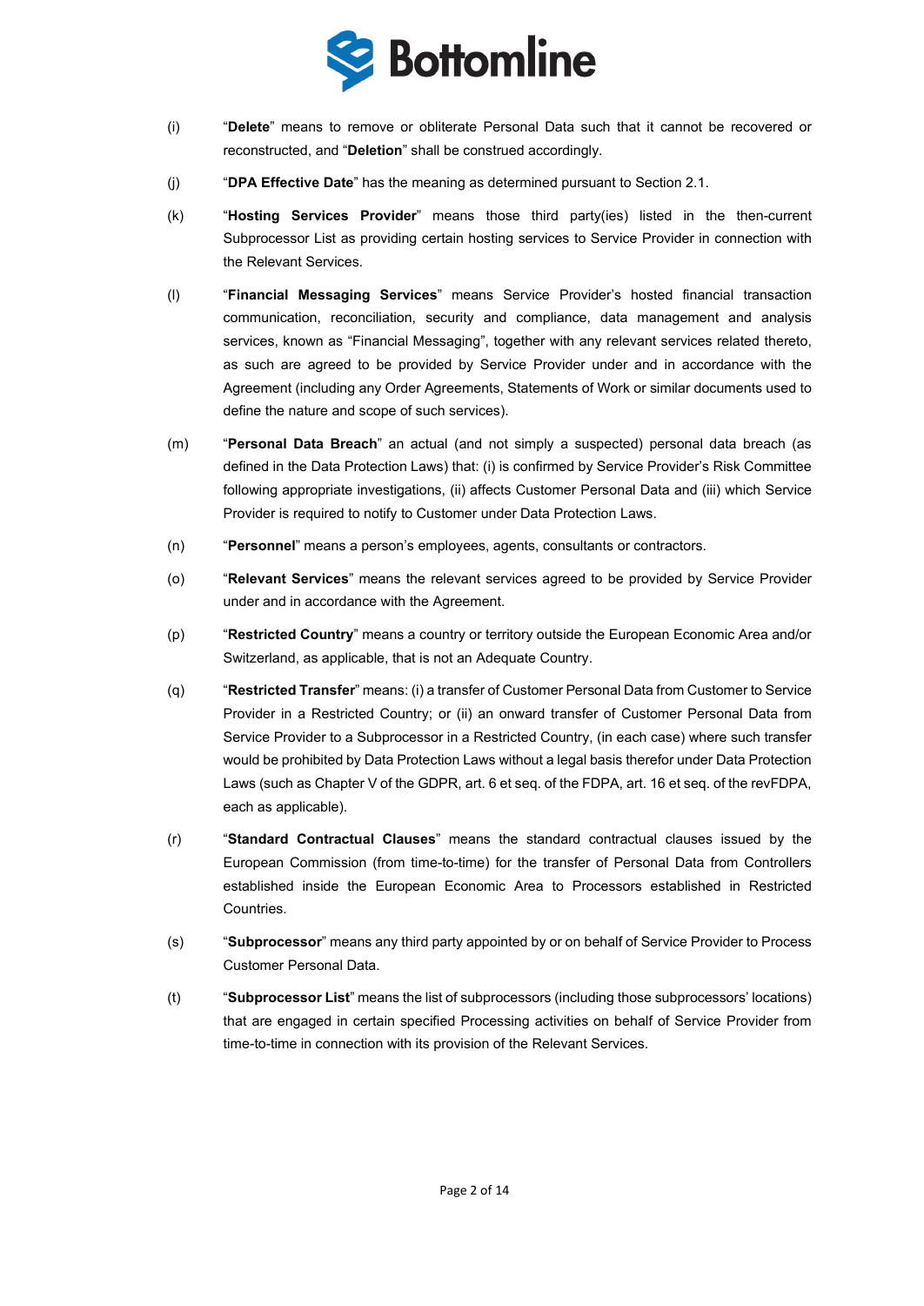(i) "**Delete**" means to remove or obliterate Personal Data such that it cannot be recovered or reconstructed, and "**Deletion**" shall be construed accordingly.

(j) "**DPA Effective Date**" has the meaning as determined pursuant to Section 2.1.

(k) "**Hosting Services Provider**" means those third party(ies) listed in the then-current Subprocessor List as providing certain hosting services to Service Provider in connection with the Relevant Services.

(l) "**Financial Messaging Services**" means Service Provider's hosted financial transaction communication, reconciliation, security and compliance, data management and analysis services, known as "Financial Messaging", together with any relevant services related thereto, as such are agreed to be provided by Service Provider under and in accordance with the Agreement (including any Order Agreements, Statements of Work or similar documents used to define the nature and scope of such services).

(m) "**Personal Data Breach**" an actual (and not simply a suspected) personal data breach (as defined in the Data Protection Laws) that: (i) is confirmed by Service Provider's Risk Committee following appropriate investigations, (ii) affects Customer Personal Data and (iii) which Service Provider is required to notify to Customer under Data Protection Laws.

(n) "**Personnel**" means a person's employees, agents, consultants or contractors.

(o) "**Relevant Services**" means the relevant services agreed to be provided by Service Provider under and in accordance with the Agreement.

(p) "**Restricted Country**" means a country or territory outside the European Economic Area and/or Switzerland, as applicable, that is not an Adequate Country.

(q) "**Restricted Transfer**" means: (i) a transfer of Customer Personal Data from Customer to Service Provider in a Restricted Country; or (ii) an onward transfer of Customer Personal Data from Service Provider to a Subprocessor in a Restricted Country, (in each case) where such transfer would be prohibited by Data Protection Laws without a legal basis therefor under Data Protection Laws (such as Chapter V of the GDPR, art. 6 et seq. of the FDPA, art. 16 et seq. of the revFDPA, each as applicable).

(r) "**Standard Contractual Clauses**" means the standard contractual clauses issued by the European Commission (from time-to-time) for the transfer of Personal Data from Controllers established inside the European Economic Area to Processors established in Restricted Countries.

(s) "**Subprocessor**" means any third party appointed by or on behalf of Service Provider to Process Customer Personal Data.

(t) "**Subprocessor List**" means the list of subprocessors (including those subprocessors' locations) that are engaged in certain specified Processing activities on behalf of Service Provider from time-to-time in connection with its provision of the Relevant Services.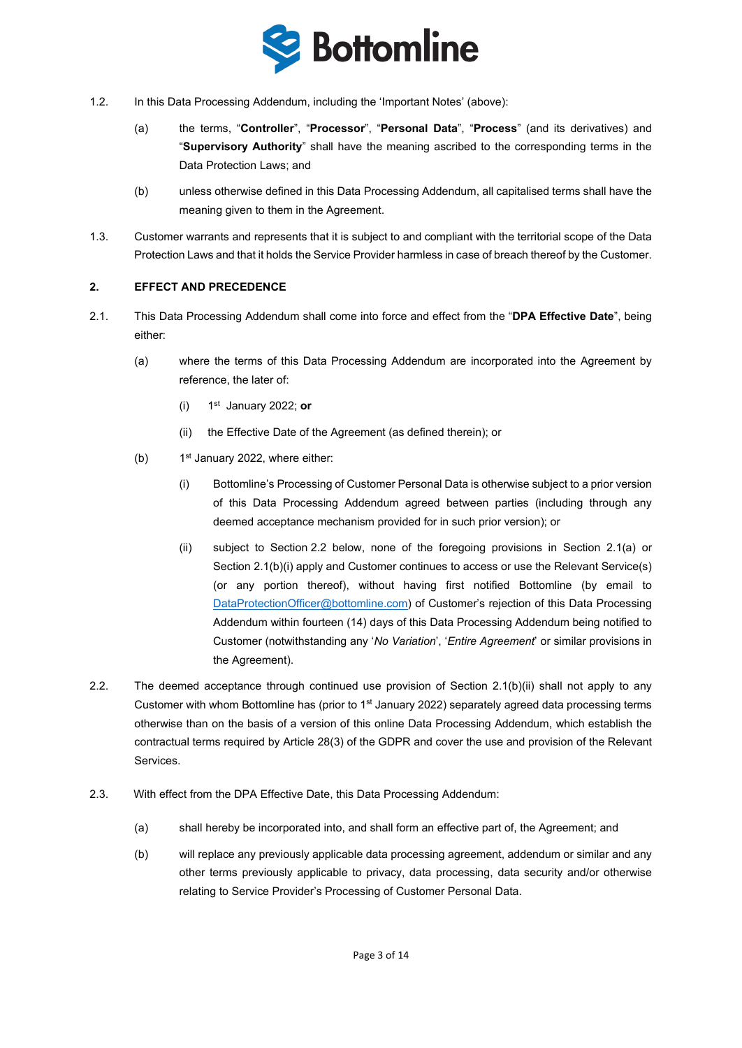1.2. In this Data Processing Addendum, including the 'Important Notes' (above):

(a) the terms, "**Controller**", "**Processor**", "**Personal Data**", "**Process**" (and its derivatives) and "**Supervisory Authority**" shall have the meaning ascribed to the corresponding terms in the Data Protection Laws; and

(b) unless otherwise defined in this Data Processing Addendum, all capitalised terms shall have the meaning given to them in the Agreement.

1.3. Customer warrants and represents that it is subject to and compliant with the territorial scope of the Data Protection Laws and that it holds the Service Provider harmless in case of breach thereof by the Customer.

## 2. EFFECT AND PRECEDENCE

2.1. This Data Processing Addendum shall come into force and effect from the "**DPA Effective Date**", being either:

(a) where the terms of this Data Processing Addendum are incorporated into the Agreement by reference, the later of:

(i) 1st January 2022; **or**

(ii) the Effective Date of the Agreement (as defined therein); or

(b) 1st January 2022, where either:

(i) Bottomline's Processing of Customer Personal Data is otherwise subject to a prior version of this Data Processing Addendum agreed between parties (including through any deemed acceptance mechanism provided for in such prior version); or

(ii) subject to Section 2.2 below, none of the foregoing provisions in Section 2.1(a) or Section 2.1(b)(i) apply and Customer continues to access or use the Relevant Service(s) (or any portion thereof), without having first notified Bottomline (by email to DataProtectionOfficer@bottomline.com) of Customer's rejection of this Data Processing Addendum within fourteen (14) days of this Data Processing Addendum being notified to Customer (notwithstanding any '*No Variation*', '*Entire Agreement*' or similar provisions in the Agreement).

2.2. The deemed acceptance through continued use provision of Section 2.1(b)(ii) shall not apply to any Customer with whom Bottomline has (prior to 1st January 2022) separately agreed data processing terms otherwise than on the basis of a version of this online Data Processing Addendum, which establish the contractual terms required by Article 28(3) of the GDPR and cover the use and provision of the Relevant Services.

2.3. With effect from the DPA Effective Date, this Data Processing Addendum:

(a) shall hereby be incorporated into, and shall form an effective part of, the Agreement; and

(b) will replace any previously applicable data processing agreement, addendum or similar and any other terms previously applicable to privacy, data processing, data security and/or otherwise relating to Service Provider's Processing of Customer Personal Data.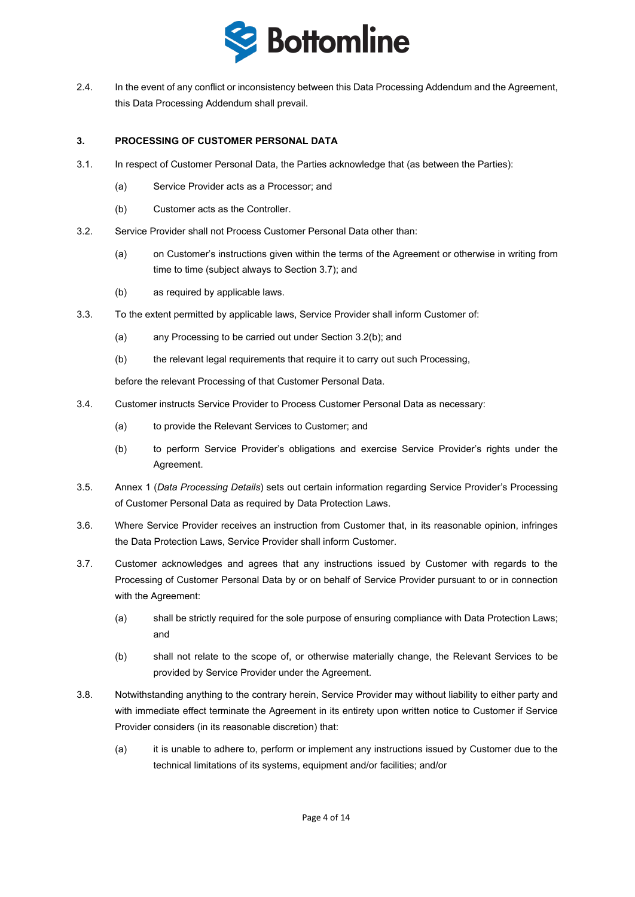2.4. In the event of any conflict or inconsistency between this Data Processing Addendum and the Agreement, this Data Processing Addendum shall prevail.

## 3. PROCESSING OF CUSTOMER PERSONAL DATA

3.1. In respect of Customer Personal Data, the Parties acknowledge that (as between the Parties):

(a) Service Provider acts as a Processor; and

(b) Customer acts as the Controller.

3.2. Service Provider shall not Process Customer Personal Data other than:

(a) on Customer's instructions given within the terms of the Agreement or otherwise in writing from time to time (subject always to Section 3.7); and

(b) as required by applicable laws.

3.3. To the extent permitted by applicable laws, Service Provider shall inform Customer of:

(a) any Processing to be carried out under Section 3.2(b); and

(b) the relevant legal requirements that require it to carry out such Processing,

before the relevant Processing of that Customer Personal Data.

3.4. Customer instructs Service Provider to Process Customer Personal Data as necessary:

(a) to provide the Relevant Services to Customer; and

(b) to perform Service Provider's obligations and exercise Service Provider's rights under the Agreement.

3.5. Annex 1 (*Data Processing Details*) sets out certain information regarding Service Provider's Processing of Customer Personal Data as required by Data Protection Laws.

3.6. Where Service Provider receives an instruction from Customer that, in its reasonable opinion, infringes the Data Protection Laws, Service Provider shall inform Customer.

3.7. Customer acknowledges and agrees that any instructions issued by Customer with regards to the Processing of Customer Personal Data by or on behalf of Service Provider pursuant to or in connection with the Agreement:

(a) shall be strictly required for the sole purpose of ensuring compliance with Data Protection Laws; and

(b) shall not relate to the scope of, or otherwise materially change, the Relevant Services to be provided by Service Provider under the Agreement.

3.8. Notwithstanding anything to the contrary herein, Service Provider may without liability to either party and with immediate effect terminate the Agreement in its entirety upon written notice to Customer if Service Provider considers (in its reasonable discretion) that:

(a) it is unable to adhere to, perform or implement any instructions issued by Customer due to the technical limitations of its systems, equipment and/or facilities; and/or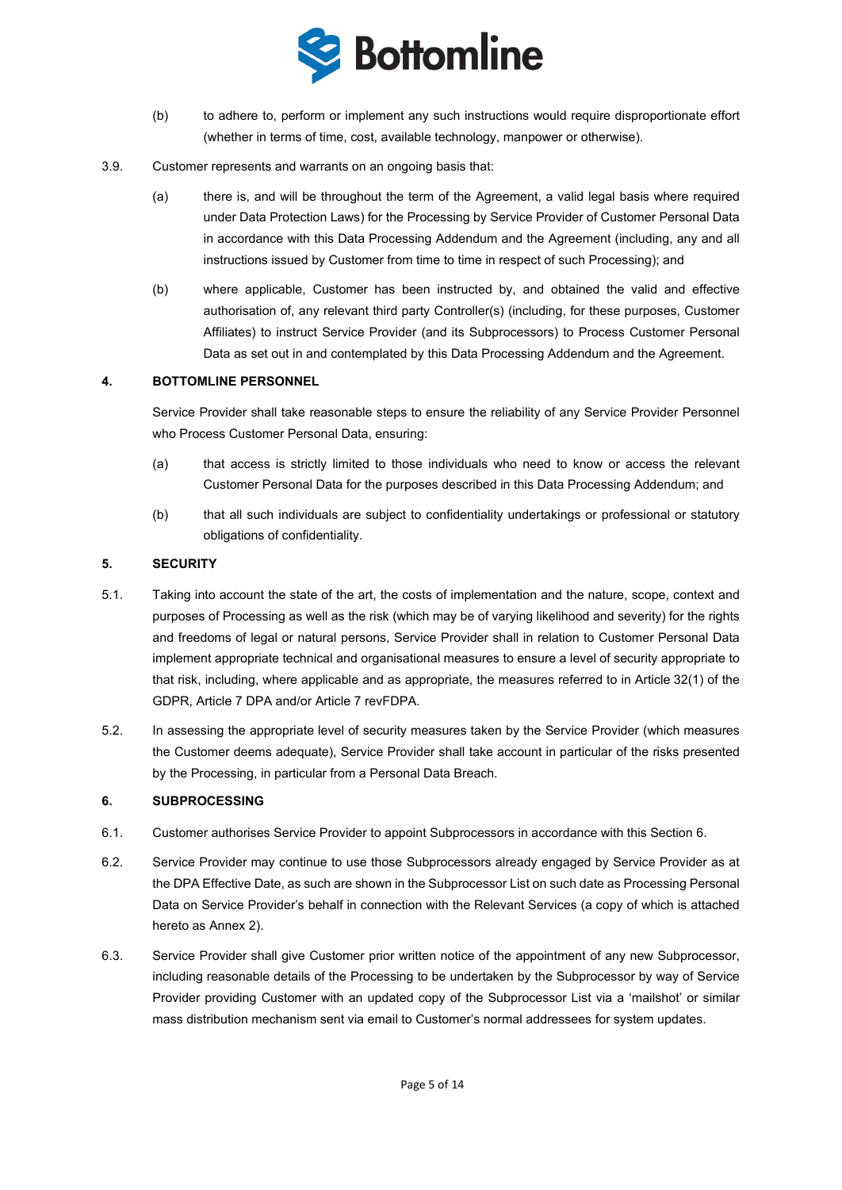(b) to adhere to, perform or implement any such instructions would require disproportionate effort (whether in terms of time, cost, available technology, manpower or otherwise).

3.9. Customer represents and warrants on an ongoing basis that:

(a) there is, and will be throughout the term of the Agreement, a valid legal basis where required under Data Protection Laws) for the Processing by Service Provider of Customer Personal Data in accordance with this Data Processing Addendum and the Agreement (including, any and all instructions issued by Customer from time to time in respect of such Processing); and

(b) where applicable, Customer has been instructed by, and obtained the valid and effective authorisation of, any relevant third party Controller(s) (including, for these purposes, Customer Affiliates) to instruct Service Provider (and its Subprocessors) to Process Customer Personal Data as set out in and contemplated by this Data Processing Addendum and the Agreement.

## 4. BOTTOMLINE PERSONNEL

Service Provider shall take reasonable steps to ensure the reliability of any Service Provider Personnel who Process Customer Personal Data, ensuring:

(a) that access is strictly limited to those individuals who need to know or access the relevant Customer Personal Data for the purposes described in this Data Processing Addendum; and

(b) that all such individuals are subject to confidentiality undertakings or professional or statutory obligations of confidentiality.

## 5. SECURITY

5.1. Taking into account the state of the art, the costs of implementation and the nature, scope, context and purposes of Processing as well as the risk (which may be of varying likelihood and severity) for the rights and freedoms of legal or natural persons, Service Provider shall in relation to Customer Personal Data implement appropriate technical and organisational measures to ensure a level of security appropriate to that risk, including, where applicable and as appropriate, the measures referred to in Article 32(1) of the GDPR, Article 7 DPA and/or Article 7 revFDPA.

5.2. In assessing the appropriate level of security measures taken by the Service Provider (which measures the Customer deems adequate), Service Provider shall take account in particular of the risks presented by the Processing, in particular from a Personal Data Breach.

## 6. SUBPROCESSING

6.1. Customer authorises Service Provider to appoint Subprocessors in accordance with this Section 6.

6.2. Service Provider may continue to use those Subprocessors already engaged by Service Provider as at the DPA Effective Date, as such are shown in the Subprocessor List on such date as Processing Personal Data on Service Provider's behalf in connection with the Relevant Services (a copy of which is attached hereto as Annex 2).

6.3. Service Provider shall give Customer prior written notice of the appointment of any new Subprocessor, including reasonable details of the Processing to be undertaken by the Subprocessor by way of Service Provider providing Customer with an updated copy of the Subprocessor List via a 'mailshot' or similar mass distribution mechanism sent via email to Customer's normal addressees for system updates.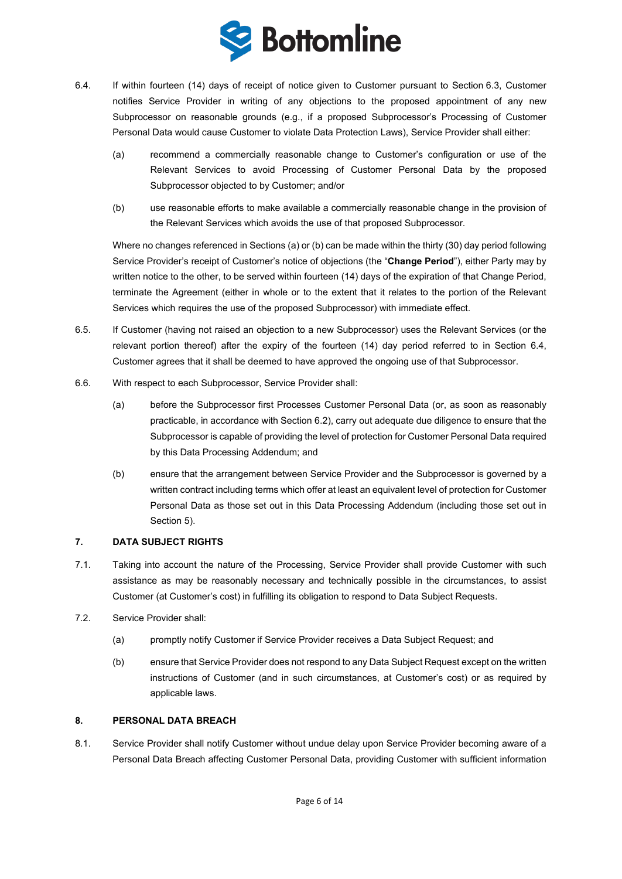6.4. If within fourteen (14) days of receipt of notice given to Customer pursuant to Section 6.3, Customer notifies Service Provider in writing of any objections to the proposed appointment of any new Subprocessor on reasonable grounds (e.g., if a proposed Subprocessor's Processing of Customer Personal Data would cause Customer to violate Data Protection Laws), Service Provider shall either:

   (a) recommend a commercially reasonable change to Customer's configuration or use of the Relevant Services to avoid Processing of Customer Personal Data by the proposed Subprocessor objected to by Customer; and/or

   (b) use reasonable efforts to make available a commercially reasonable change in the provision of the Relevant Services which avoids the use of that proposed Subprocessor.

   Where no changes referenced in Sections (a) or (b) can be made within the thirty (30) day period following Service Provider's receipt of Customer's notice of objections (the "**Change Period**"), either Party may by written notice to the other, to be served within fourteen (14) days of the expiration of that Change Period, terminate the Agreement (either in whole or to the extent that it relates to the portion of the Relevant Services which requires the use of the proposed Subprocessor) with immediate effect.

6.5. If Customer (having not raised an objection to a new Subprocessor) uses the Relevant Services (or the relevant portion thereof) after the expiry of the fourteen (14) day period referred to in Section 6.4, Customer agrees that it shall be deemed to have approved the ongoing use of that Subprocessor.

6.6. With respect to each Subprocessor, Service Provider shall:

   (a) before the Subprocessor first Processes Customer Personal Data (or, as soon as reasonably practicable, in accordance with Section 6.2), carry out adequate due diligence to ensure that the Subprocessor is capable of providing the level of protection for Customer Personal Data required by this Data Processing Addendum; and

   (b) ensure that the arrangement between Service Provider and the Subprocessor is governed by a written contract including terms which offer at least an equivalent level of protection for Customer Personal Data as those set out in this Data Processing Addendum (including those set out in Section 5).

### 7. DATA SUBJECT RIGHTS

7.1. Taking into account the nature of the Processing, Service Provider shall provide Customer with such assistance as may be reasonably necessary and technically possible in the circumstances, to assist Customer (at Customer's cost) in fulfilling its obligation to respond to Data Subject Requests.

7.2. Service Provider shall:

   (a) promptly notify Customer if Service Provider receives a Data Subject Request; and

   (b) ensure that Service Provider does not respond to any Data Subject Request except on the written instructions of Customer (and in such circumstances, at Customer's cost) or as required by applicable laws.

### 8. PERSONAL DATA BREACH

8.1. Service Provider shall notify Customer without undue delay upon Service Provider becoming aware of a Personal Data Breach affecting Customer Personal Data, providing Customer with sufficient information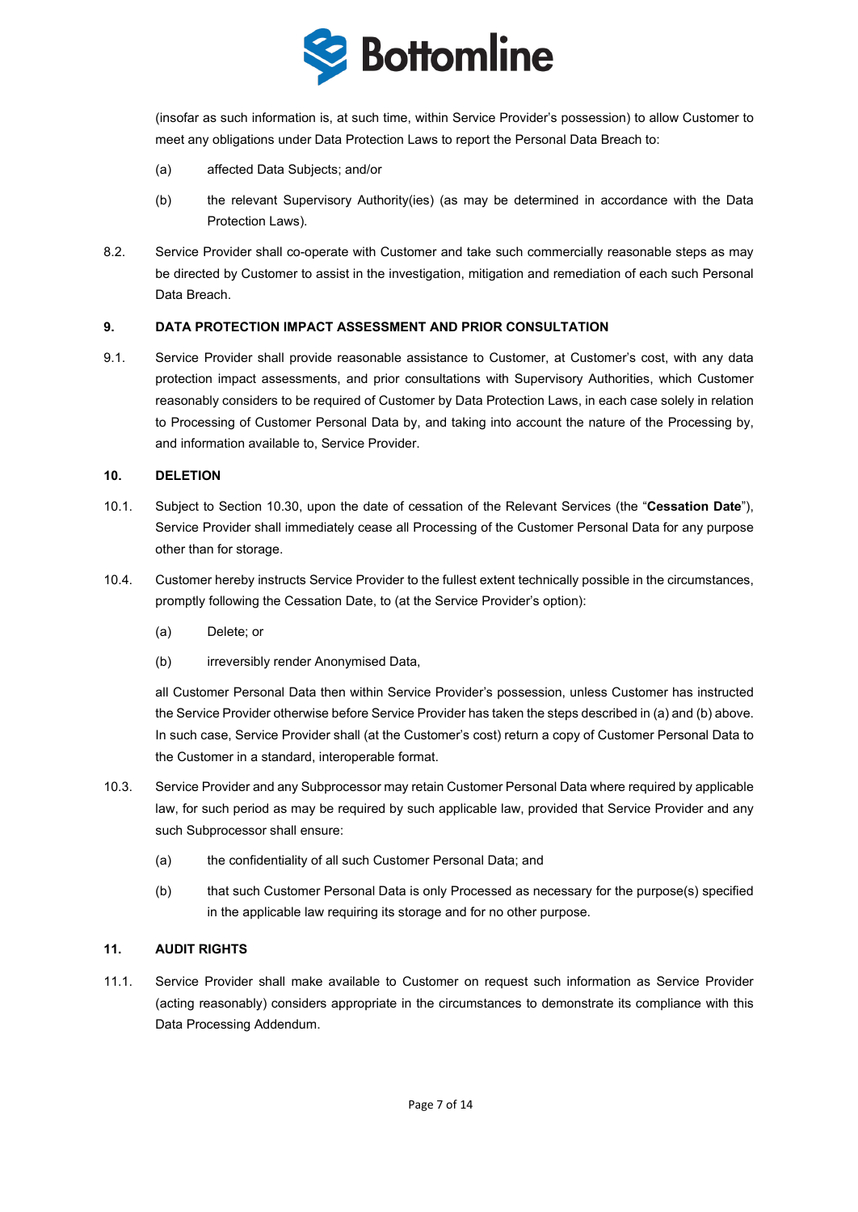(insofar as such information is, at such time, within Service Provider's possession) to allow Customer to meet any obligations under Data Protection Laws to report the Personal Data Breach to:

(a) affected Data Subjects; and/or

(b) the relevant Supervisory Authority(ies) (as may be determined in accordance with the Data Protection Laws).

8.2. Service Provider shall co-operate with Customer and take such commercially reasonable steps as may be directed by Customer to assist in the investigation, mitigation and remediation of each such Personal Data Breach.

**9. DATA PROTECTION IMPACT ASSESSMENT AND PRIOR CONSULTATION**

9.1. Service Provider shall provide reasonable assistance to Customer, at Customer's cost, with any data protection impact assessments, and prior consultations with Supervisory Authorities, which Customer reasonably considers to be required of Customer by Data Protection Laws, in each case solely in relation to Processing of Customer Personal Data by, and taking into account the nature of the Processing by, and information available to, Service Provider.

**10. DELETION**

10.1. Subject to Section 10.30, upon the date of cessation of the Relevant Services (the "**Cessation Date**"), Service Provider shall immediately cease all Processing of the Customer Personal Data for any purpose other than for storage.

10.4. Customer hereby instructs Service Provider to the fullest extent technically possible in the circumstances, promptly following the Cessation Date, to (at the Service Provider's option):

(a) Delete; or

(b) irreversibly render Anonymised Data,

all Customer Personal Data then within Service Provider's possession, unless Customer has instructed the Service Provider otherwise before Service Provider has taken the steps described in (a) and (b) above. In such case, Service Provider shall (at the Customer's cost) return a copy of Customer Personal Data to the Customer in a standard, interoperable format.

10.3. Service Provider and any Subprocessor may retain Customer Personal Data where required by applicable law, for such period as may be required by such applicable law, provided that Service Provider and any such Subprocessor shall ensure:

(a) the confidentiality of all such Customer Personal Data; and

(b) that such Customer Personal Data is only Processed as necessary for the purpose(s) specified in the applicable law requiring its storage and for no other purpose.

**11. AUDIT RIGHTS**

11.1. Service Provider shall make available to Customer on request such information as Service Provider (acting reasonably) considers appropriate in the circumstances to demonstrate its compliance with this Data Processing Addendum.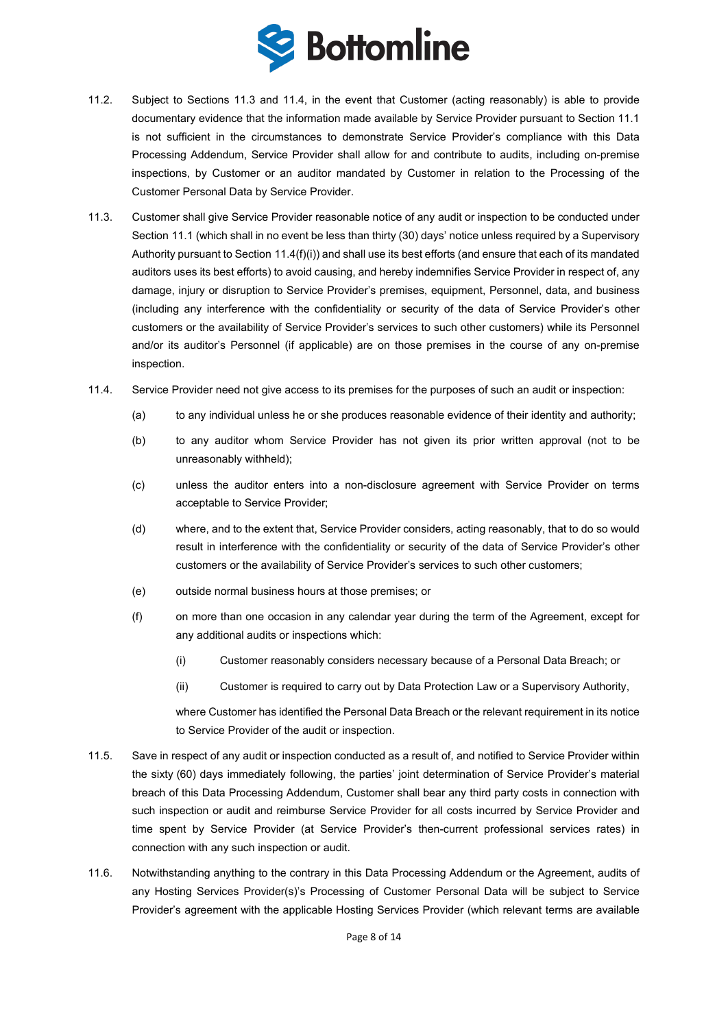11.2. Subject to Sections 11.3 and 11.4, in the event that Customer (acting reasonably) is able to provide documentary evidence that the information made available by Service Provider pursuant to Section 11.1 is not sufficient in the circumstances to demonstrate Service Provider's compliance with this Data Processing Addendum, Service Provider shall allow for and contribute to audits, including on-premise inspections, by Customer or an auditor mandated by Customer in relation to the Processing of the Customer Personal Data by Service Provider.

11.3. Customer shall give Service Provider reasonable notice of any audit or inspection to be conducted under Section 11.1 (which shall in no event be less than thirty (30) days' notice unless required by a Supervisory Authority pursuant to Section 11.4(f)(i)) and shall use its best efforts (and ensure that each of its mandated auditors uses its best efforts) to avoid causing, and hereby indemnifies Service Provider in respect of, any damage, injury or disruption to Service Provider's premises, equipment, Personnel, data, and business (including any interference with the confidentiality or security of the data of Service Provider's other customers or the availability of Service Provider's services to such other customers) while its Personnel and/or its auditor's Personnel (if applicable) are on those premises in the course of any on-premise inspection.

11.4. Service Provider need not give access to its premises for the purposes of such an audit or inspection:

(a) to any individual unless he or she produces reasonable evidence of their identity and authority;

(b) to any auditor whom Service Provider has not given its prior written approval (not to be unreasonably withheld);

(c) unless the auditor enters into a non-disclosure agreement with Service Provider on terms acceptable to Service Provider;

(d) where, and to the extent that, Service Provider considers, acting reasonably, that to do so would result in interference with the confidentiality or security of the data of Service Provider's other customers or the availability of Service Provider's services to such other customers;

(e) outside normal business hours at those premises; or

(f) on more than one occasion in any calendar year during the term of the Agreement, except for any additional audits or inspections which:

(i) Customer reasonably considers necessary because of a Personal Data Breach; or

(ii) Customer is required to carry out by Data Protection Law or a Supervisory Authority,

where Customer has identified the Personal Data Breach or the relevant requirement in its notice to Service Provider of the audit or inspection.

11.5. Save in respect of any audit or inspection conducted as a result of, and notified to Service Provider within the sixty (60) days immediately following, the parties' joint determination of Service Provider's material breach of this Data Processing Addendum, Customer shall bear any third party costs in connection with such inspection or audit and reimburse Service Provider for all costs incurred by Service Provider and time spent by Service Provider (at Service Provider's then-current professional services rates) in connection with any such inspection or audit.

11.6. Notwithstanding anything to the contrary in this Data Processing Addendum or the Agreement, audits of any Hosting Services Provider(s)'s Processing of Customer Personal Data will be subject to Service Provider's agreement with the applicable Hosting Services Provider (which relevant terms are available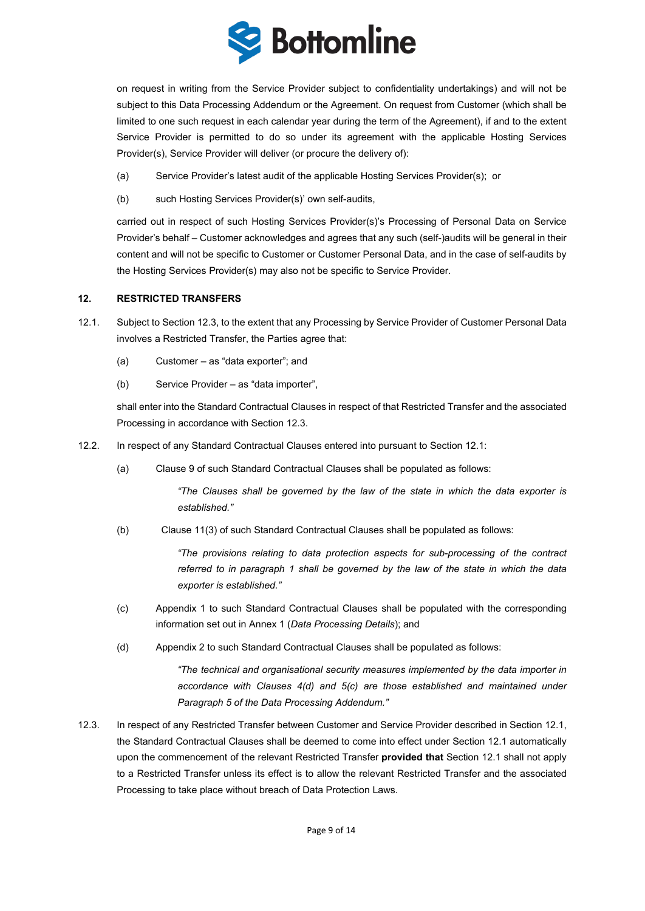on request in writing from the Service Provider subject to confidentiality undertakings) and will not be subject to this Data Processing Addendum or the Agreement. On request from Customer (which shall be limited to one such request in each calendar year during the term of the Agreement), if and to the extent Service Provider is permitted to do so under its agreement with the applicable Hosting Services Provider(s), Service Provider will deliver (or procure the delivery of):

(a) Service Provider's latest audit of the applicable Hosting Services Provider(s); or

(b) such Hosting Services Provider(s)' own self-audits,

carried out in respect of such Hosting Services Provider(s)'s Processing of Personal Data on Service Provider's behalf – Customer acknowledges and agrees that any such (self-)audits will be general in their content and will not be specific to Customer or Customer Personal Data, and in the case of self-audits by the Hosting Services Provider(s) may also not be specific to Service Provider.

## 12. RESTRICTED TRANSFERS

12.1. Subject to Section 12.3, to the extent that any Processing by Service Provider of Customer Personal Data involves a Restricted Transfer, the Parties agree that:

(a) Customer – as "data exporter"; and

(b) Service Provider – as "data importer",

shall enter into the Standard Contractual Clauses in respect of that Restricted Transfer and the associated Processing in accordance with Section 12.3.

12.2. In respect of any Standard Contractual Clauses entered into pursuant to Section 12.1:

(a) Clause 9 of such Standard Contractual Clauses shall be populated as follows:

> *"The Clauses shall be governed by the law of the state in which the data exporter is established."*

(b) Clause 11(3) of such Standard Contractual Clauses shall be populated as follows:

> *"The provisions relating to data protection aspects for sub-processing of the contract referred to in paragraph 1 shall be governed by the law of the state in which the data exporter is established."*

(c) Appendix 1 to such Standard Contractual Clauses shall be populated with the corresponding information set out in Annex 1 (*Data Processing Details*); and

(d) Appendix 2 to such Standard Contractual Clauses shall be populated as follows:

> *"The technical and organisational security measures implemented by the data importer in accordance with Clauses 4(d) and 5(c) are those established and maintained under Paragraph 5 of the Data Processing Addendum."*

12.3. In respect of any Restricted Transfer between Customer and Service Provider described in Section 12.1, the Standard Contractual Clauses shall be deemed to come into effect under Section 12.1 automatically upon the commencement of the relevant Restricted Transfer **provided that** Section 12.1 shall not apply to a Restricted Transfer unless its effect is to allow the relevant Restricted Transfer and the associated Processing to take place without breach of Data Protection Laws.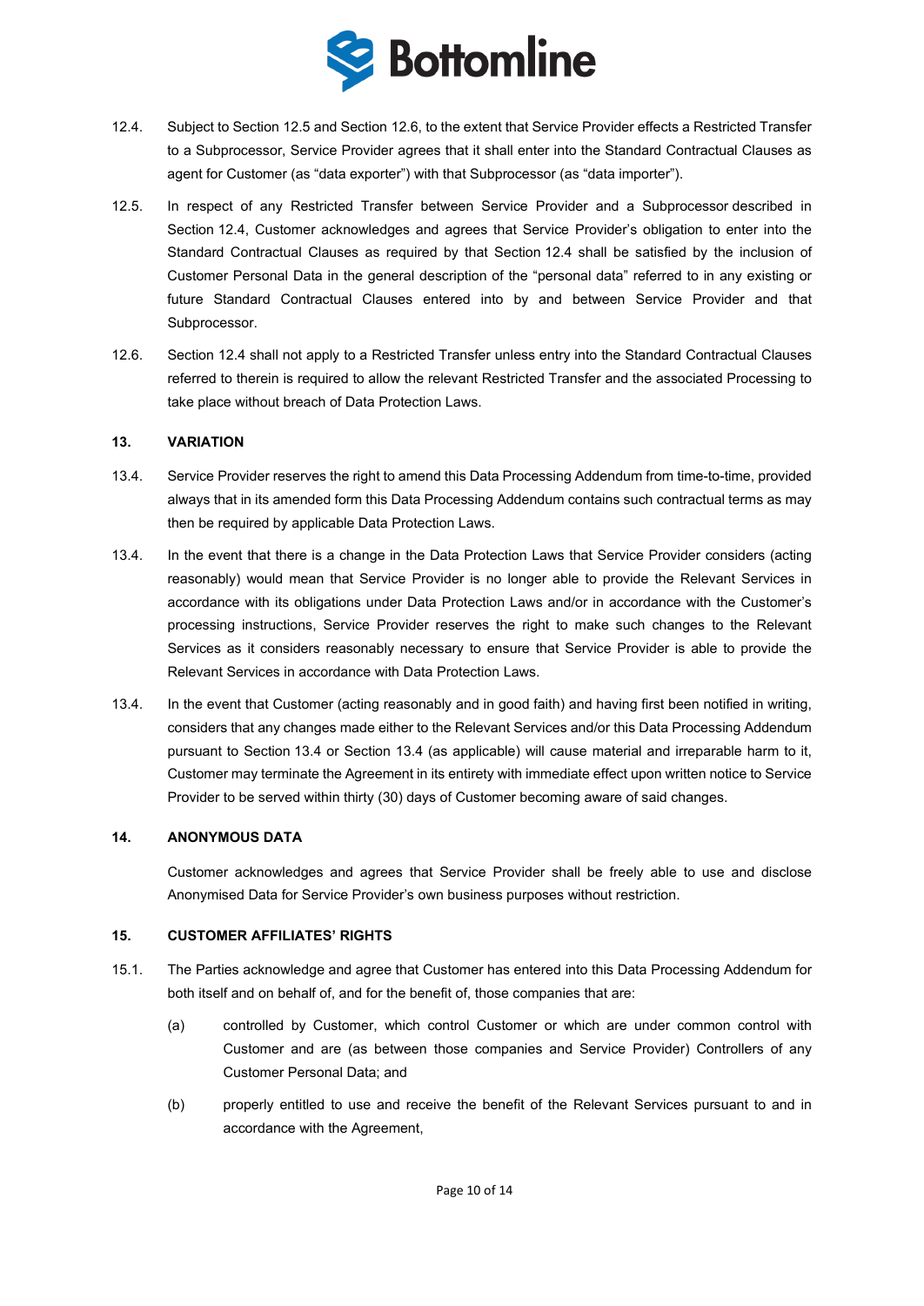12.4. Subject to Section 12.5 and Section 12.6, to the extent that Service Provider effects a Restricted Transfer to a Subprocessor, Service Provider agrees that it shall enter into the Standard Contractual Clauses as agent for Customer (as "data exporter") with that Subprocessor (as "data importer").

12.5. In respect of any Restricted Transfer between Service Provider and a Subprocessor described in Section 12.4, Customer acknowledges and agrees that Service Provider's obligation to enter into the Standard Contractual Clauses as required by that Section 12.4 shall be satisfied by the inclusion of Customer Personal Data in the general description of the "personal data" referred to in any existing or future Standard Contractual Clauses entered into by and between Service Provider and that Subprocessor.

12.6. Section 12.4 shall not apply to a Restricted Transfer unless entry into the Standard Contractual Clauses referred to therein is required to allow the relevant Restricted Transfer and the associated Processing to take place without breach of Data Protection Laws.

### 13. VARIATION

13.4. Service Provider reserves the right to amend this Data Processing Addendum from time-to-time, provided always that in its amended form this Data Processing Addendum contains such contractual terms as may then be required by applicable Data Protection Laws.

13.4. In the event that there is a change in the Data Protection Laws that Service Provider considers (acting reasonably) would mean that Service Provider is no longer able to provide the Relevant Services in accordance with its obligations under Data Protection Laws and/or in accordance with the Customer's processing instructions, Service Provider reserves the right to make such changes to the Relevant Services as it considers reasonably necessary to ensure that Service Provider is able to provide the Relevant Services in accordance with Data Protection Laws.

13.4. In the event that Customer (acting reasonably and in good faith) and having first been notified in writing, considers that any changes made either to the Relevant Services and/or this Data Processing Addendum pursuant to Section 13.4 or Section 13.4 (as applicable) will cause material and irreparable harm to it, Customer may terminate the Agreement in its entirety with immediate effect upon written notice to Service Provider to be served within thirty (30) days of Customer becoming aware of said changes.

### 14. ANONYMOUS DATA

Customer acknowledges and agrees that Service Provider shall be freely able to use and disclose Anonymised Data for Service Provider's own business purposes without restriction.

### 15. CUSTOMER AFFILIATES' RIGHTS

15.1. The Parties acknowledge and agree that Customer has entered into this Data Processing Addendum for both itself and on behalf of, and for the benefit of, those companies that are:

(a) controlled by Customer, which control Customer or which are under common control with Customer and are (as between those companies and Service Provider) Controllers of any Customer Personal Data; and

(b) properly entitled to use and receive the benefit of the Relevant Services pursuant to and in accordance with the Agreement,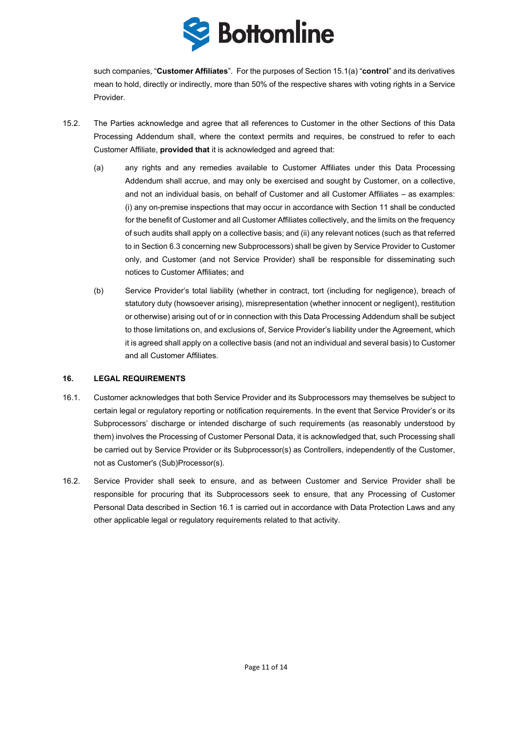such companies, "**Customer Affiliates**". For the purposes of Section 15.1(a) "**control**" and its derivatives mean to hold, directly or indirectly, more than 50% of the respective shares with voting rights in a Service Provider.

15.2. The Parties acknowledge and agree that all references to Customer in the other Sections of this Data Processing Addendum shall, where the context permits and requires, be construed to refer to each Customer Affiliate, **provided that** it is acknowledged and agreed that:

(a) any rights and any remedies available to Customer Affiliates under this Data Processing Addendum shall accrue, and may only be exercised and sought by Customer, on a collective, and not an individual basis, on behalf of Customer and all Customer Affiliates – as examples: (i) any on-premise inspections that may occur in accordance with Section 11 shall be conducted for the benefit of Customer and all Customer Affiliates collectively, and the limits on the frequency of such audits shall apply on a collective basis; and (ii) any relevant notices (such as that referred to in Section 6.3 concerning new Subprocessors) shall be given by Service Provider to Customer only, and Customer (and not Service Provider) shall be responsible for disseminating such notices to Customer Affiliates; and

(b) Service Provider's total liability (whether in contract, tort (including for negligence), breach of statutory duty (howsoever arising), misrepresentation (whether innocent or negligent), restitution or otherwise) arising out of or in connection with this Data Processing Addendum shall be subject to those limitations on, and exclusions of, Service Provider's liability under the Agreement, which it is agreed shall apply on a collective basis (and not an individual and several basis) to Customer and all Customer Affiliates.

## 16. LEGAL REQUIREMENTS

16.1. Customer acknowledges that both Service Provider and its Subprocessors may themselves be subject to certain legal or regulatory reporting or notification requirements. In the event that Service Provider's or its Subprocessors' discharge or intended discharge of such requirements (as reasonably understood by them) involves the Processing of Customer Personal Data, it is acknowledged that, such Processing shall be carried out by Service Provider or its Subprocessor(s) as Controllers, independently of the Customer, not as Customer's (Sub)Processor(s).

16.2. Service Provider shall seek to ensure, and as between Customer and Service Provider shall be responsible for procuring that its Subprocessors seek to ensure, that any Processing of Customer Personal Data described in Section 16.1 is carried out in accordance with Data Protection Laws and any other applicable legal or regulatory requirements related to that activity.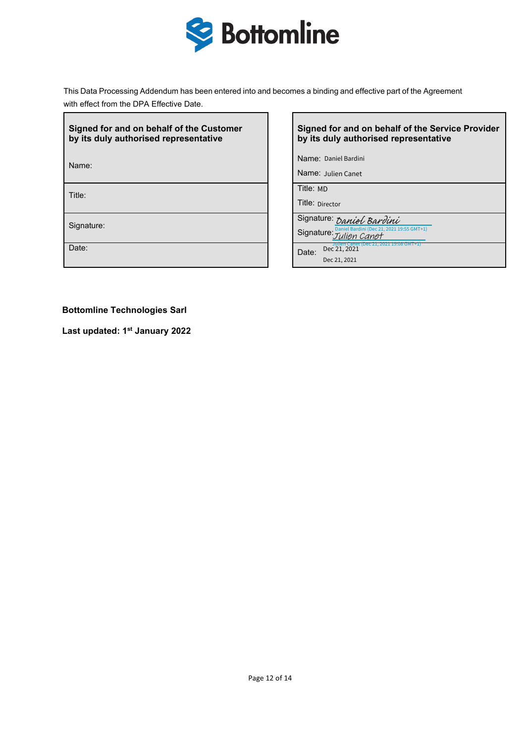This Data Processing Addendum has been entered into and becomes a binding and effective part of the Agreement with effect from the DPA Effective Date.

| **Signed for and on behalf of the Customer by its duly authorised representative** | **Signed for and on behalf of the Service Provider by its duly authorised representative** |
|---|---|
| Name: | Name: Daniel Bardini<br>Name: Julien Canet |
| Title: | Title: MD<br>Title: Director |
| Signature: | Signature: Daniel Bardini<br>Daniel Bardini (Dec 21, 2021 19:55 GMT+1)<br>Signature: Julien Canet<br>Julien Canet (Dec 21, 2021 19:08 GMT+1) |
| Date: | Date: Dec 21, 2021<br>Dec 21, 2021 |

**Bottomline Technologies Sarl**

**Last updated: 1st January 2022**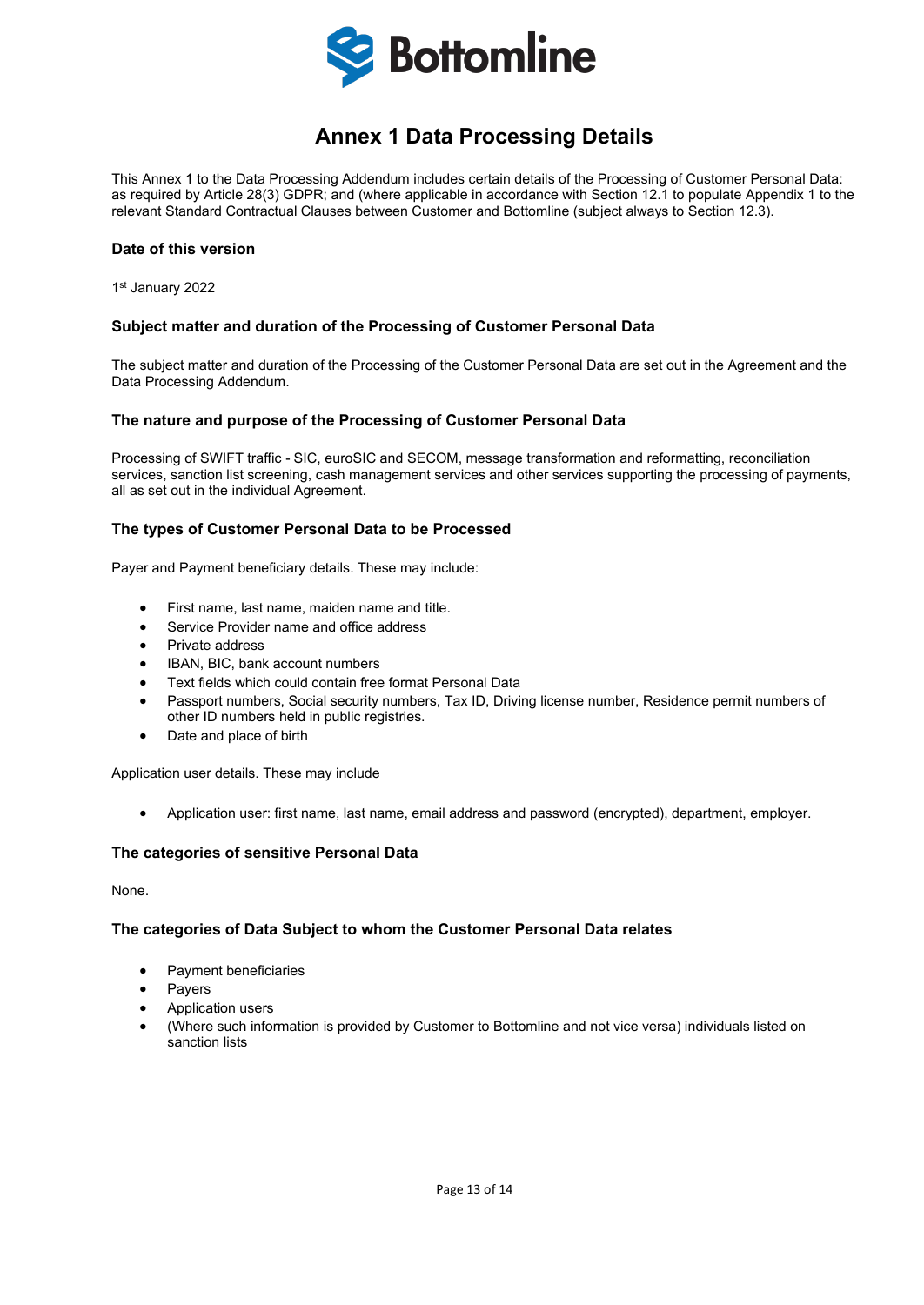# Annex 1 Data Processing Details

This Annex 1 to the Data Processing Addendum includes certain details of the Processing of Customer Personal Data: as required by Article 28(3) GDPR; and (where applicable in accordance with Section 12.1 to populate Appendix 1 to the relevant Standard Contractual Clauses between Customer and Bottomline (subject always to Section 12.3).

### Date of this version

1st January 2022

### Subject matter and duration of the Processing of Customer Personal Data

The subject matter and duration of the Processing of the Customer Personal Data are set out in the Agreement and the Data Processing Addendum.

### The nature and purpose of the Processing of Customer Personal Data

Processing of SWIFT traffic - SIC, euroSIC and SECOM, message transformation and reformatting, reconciliation services, sanction list screening, cash management services and other services supporting the processing of payments, all as set out in the individual Agreement.

### The types of Customer Personal Data to be Processed

Payer and Payment beneficiary details. These may include:

- First name, last name, maiden name and title.
- Service Provider name and office address
- Private address
- IBAN, BIC, bank account numbers
- Text fields which could contain free format Personal Data
- Passport numbers, Social security numbers, Tax ID, Driving license number, Residence permit numbers of other ID numbers held in public registries.
- Date and place of birth

Application user details. These may include

- Application user: first name, last name, email address and password (encrypted), department, employer.

### The categories of sensitive Personal Data

None.

### The categories of Data Subject to whom the Customer Personal Data relates

- Payment beneficiaries
- Payers
- Application users
- (Where such information is provided by Customer to Bottomline and not vice versa) individuals listed on sanction lists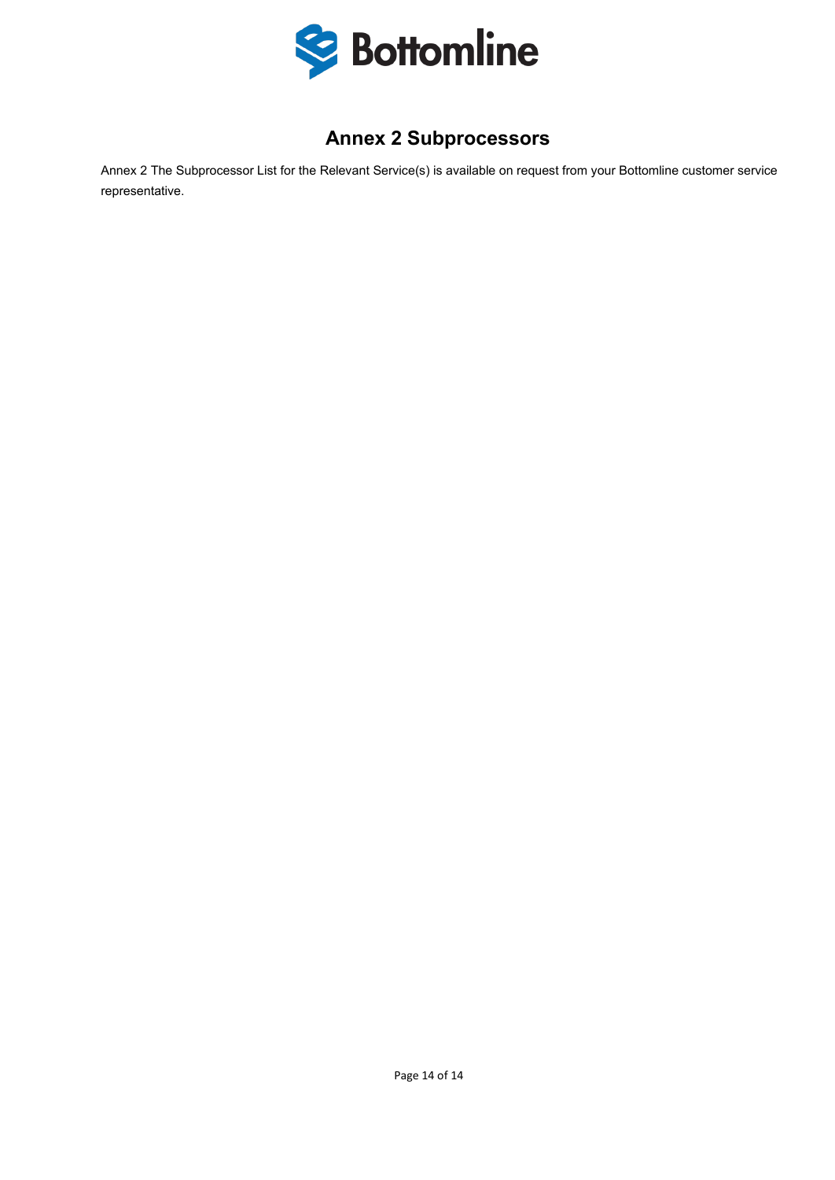# Annex 2 Subprocessors

Annex 2 The Subprocessor List for the Relevant Service(s) is available on request from your Bottomline customer service representative.